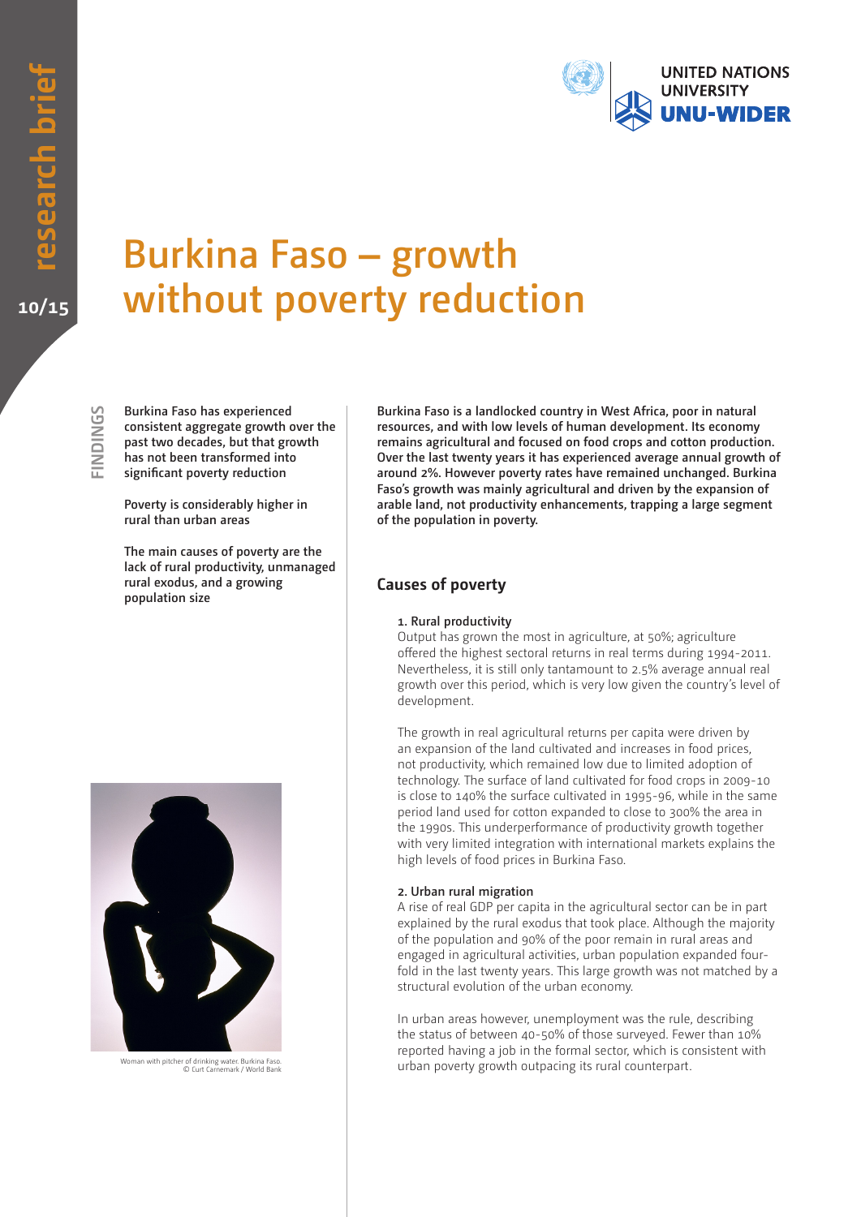# Burkina Faso – growth without poverty reduction

**FINDINGS**

**Burkina Faso has experienced consistent aggregate growth over the past two decades, but that growth has not been transformed into significant poverty reduction**

**Poverty is considerably higher in rural than urban areas**

**The main causes of poverty are the lack of rural productivity, unmanaged rural exodus, and a growing population size**

Woman with pitcher of drinking water. Burkina Faso. © Curt Carnemark / World Bank

**Burkina Faso is a landlocked country in West Africa, poor in natural resources, and with low levels of human development. Its economy remains agricultural and focused on food crops and cotton production. Over the last twenty years it has experienced average annual growth of around 2%. However poverty rates have remained unchanged. Burkina Faso's growth was mainly agricultural and driven by the expansion of arable land, not productivity enhancements, trapping a large segment of the population in poverty.**

## Causes of poverty

### 1. Rural productivity

Output has grown the most in agriculture, at 50%; agriculture offered the highest sectoral returns in real terms during 1994-2011. Nevertheless, it is still only tantamount to 2.5% average annual real growth over this period, which is very low given the country's level of development.

The growth in real agricultural returns per capita were driven by an expansion of the land cultivated and increases in food prices, not productivity, which remained low due to limited adoption of technology. The surface of land cultivated for food crops in 2009-10 is close to 140% the surface cultivated in 1995-96, while in the same period land used for cotton expanded to close to 300% the area in the 1990s. This underperformance of productivity growth together with very limited integration with international markets explains the high levels of food prices in Burkina Faso.

### 2. Urban rural migration

A rise of real GDP per capita in the agricultural sector can be in part explained by the rural exodus that took place. Although the majority of the population and 90% of the poor remain in rural areas and engaged in agricultural activities, urban population expanded four-fold in the last twenty years. This large growth was not matched by a structural evolution of the urban economy.

In urban areas however, unemployment was the rule, describing the status of between 40-50% of those surveyed. Fewer than 10% reported having a job in the formal sector, which is consistent with urban poverty growth outpacing its rural counterpart.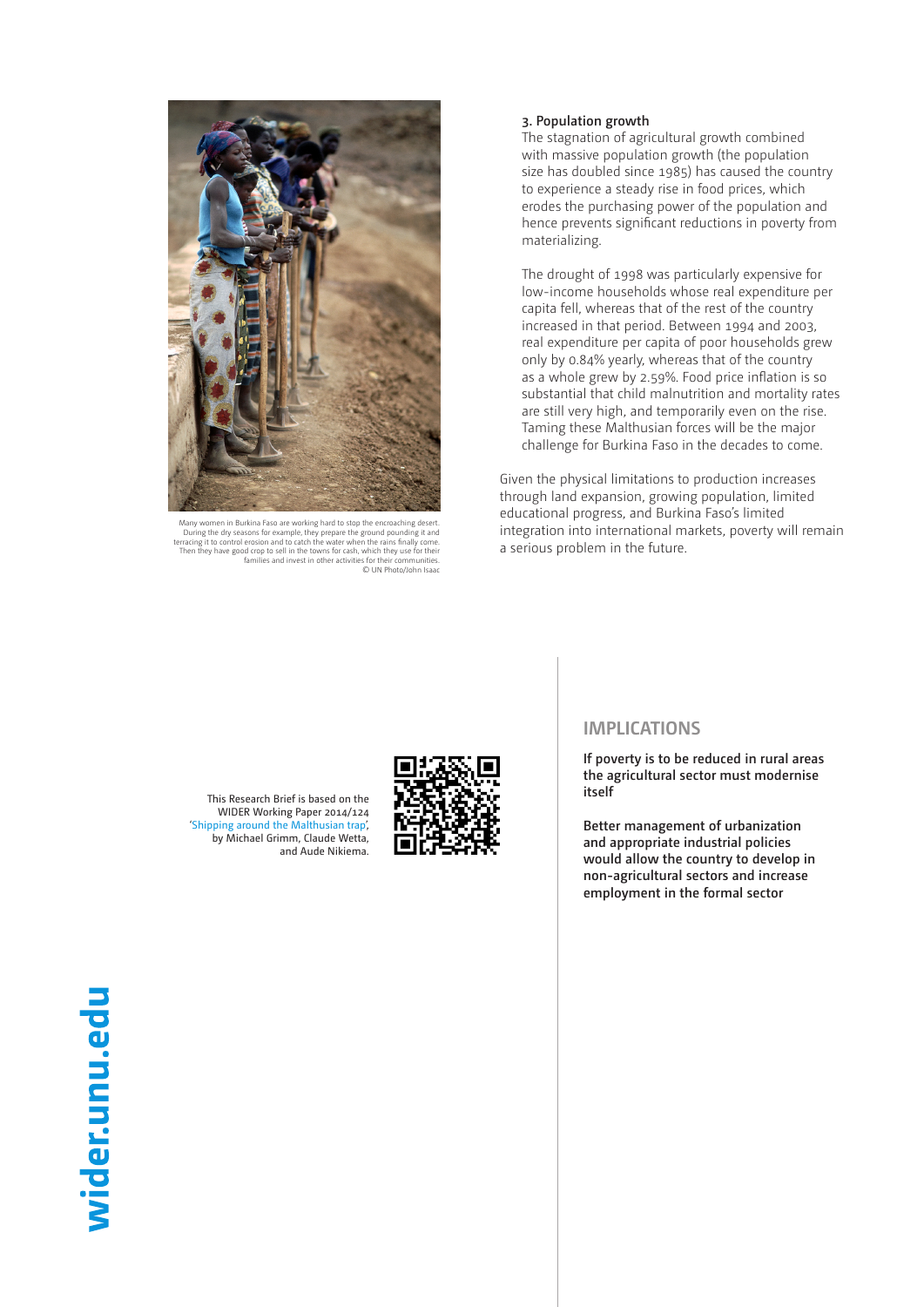Many women in Burkina Faso are working hard to stop the encroaching desert. During the dry seasons for example, they prepare the ground pounding it and terracing it to control erosion and to catch the water when the rains finally come. Then they have good crop to sell in the towns for cash, which they use for their families and invest in other activities for their communities.
© UN Photo/John Isaac

### 3. Population growth

The stagnation of agricultural growth combined with massive population growth (the population size has doubled since 1985) has caused the country to experience a steady rise in food prices, which erodes the purchasing power of the population and hence prevents significant reductions in poverty from materializing.

The drought of 1998 was particularly expensive for low-income households whose real expenditure per capita fell, whereas that of the rest of the country increased in that period. Between 1994 and 2003, real expenditure per capita of poor households grew only by 0.84% yearly, whereas that of the country as a whole grew by 2.59%. Food price inflation is so substantial that child malnutrition and mortality rates are still very high, and temporarily even on the rise. Taming these Malthusian forces will be the major challenge for Burkina Faso in the decades to come.

Given the physical limitations to production increases through land expansion, growing population, limited educational progress, and Burkina Faso's limited integration into international markets, poverty will remain a serious problem in the future.

This Research Brief is based on the WIDER Working Paper 2014/124 'Shipping around the Malthusian trap', by Michael Grimm, Claude Wetta, and Aude Nikiema.

## IMPLICATIONS

**If poverty is to be reduced in rural areas the agricultural sector must modernise itself**

**Better management of urbanization and appropriate industrial policies would allow the country to develop in non-agricultural sectors and increase employment in the formal sector**

wider.unu.edu